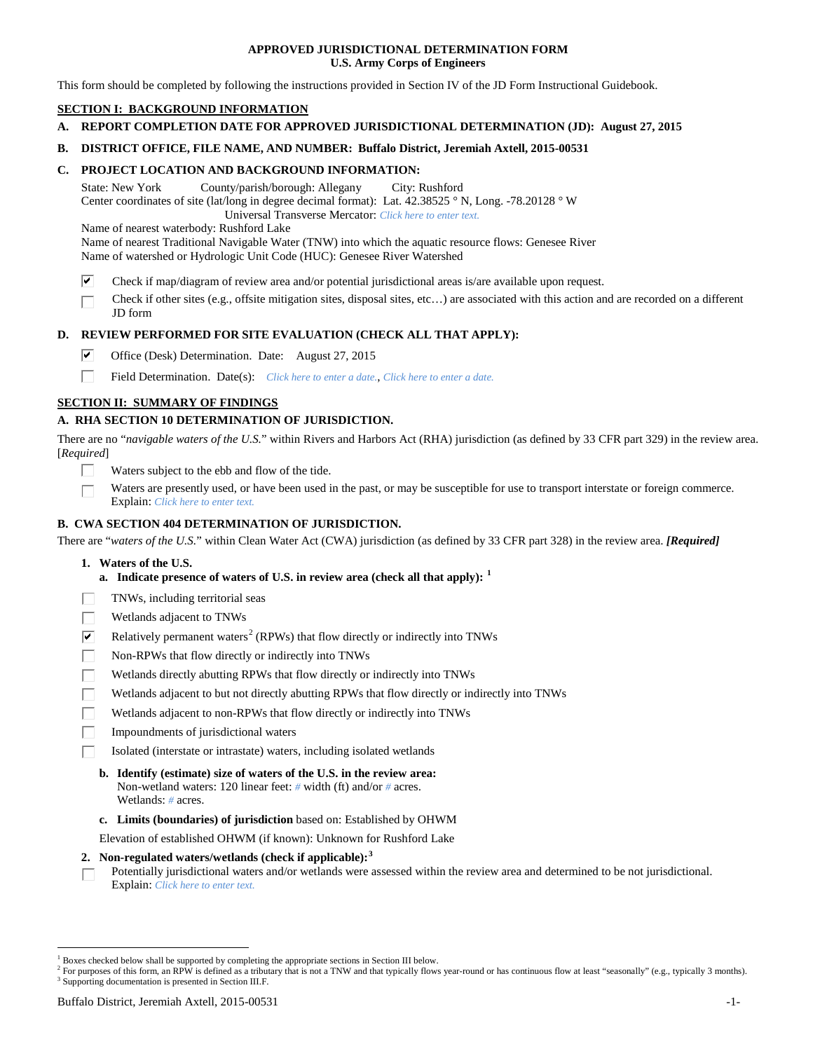# APPROVED JURISDICTIONAL DETERMINATION FORM
## U.S. Army Corps of Engineers

This form should be completed by following the instructions provided in Section IV of the JD Form Instructional Guidebook.

## SECTION I: BACKGROUND INFORMATION

**A. REPORT COMPLETION DATE FOR APPROVED JURISDICTIONAL DETERMINATION (JD): August 27, 2015**

**B. DISTRICT OFFICE, FILE NAME, AND NUMBER: Buffalo District, Jeremiah Axtell, 2015-00531**

**C. PROJECT LOCATION AND BACKGROUND INFORMATION:**

State: New York County/parish/borough: Allegany City: Rushford
Center coordinates of site (lat/long in degree decimal format): Lat. 42.38525 ° N, Long. -78.20128 ° W
Universal Transverse Mercator: *Click here to enter text.*
Name of nearest waterbody: Rushford Lake
Name of nearest Traditional Navigable Water (TNW) into which the aquatic resource flows: Genesee River
Name of watershed or Hydrologic Unit Code (HUC): Genesee River Watershed

- [x] Check if map/diagram of review area and/or potential jurisdictional areas is/are available upon request.
- [ ] Check if other sites (e.g., offsite mitigation sites, disposal sites, etc…) are associated with this action and are recorded on a different JD form

**D. REVIEW PERFORMED FOR SITE EVALUATION (CHECK ALL THAT APPLY):**

- [x] Office (Desk) Determination. Date: August 27, 2015
- [ ] Field Determination. Date(s): *Click here to enter a date.*, *Click here to enter a date.*

## SECTION II: SUMMARY OF FINDINGS

**A. RHA SECTION 10 DETERMINATION OF JURISDICTION.**

There are no "*navigable waters of the U.S.*" within Rivers and Harbors Act (RHA) jurisdiction (as defined by 33 CFR part 329) in the review area. [*Required*]

- [ ] Waters subject to the ebb and flow of the tide.
- [ ] Waters are presently used, or have been used in the past, or may be susceptible for use to transport interstate or foreign commerce. Explain: *Click here to enter text.*

**B. CWA SECTION 404 DETERMINATION OF JURISDICTION.**

There are "*waters of the U.S.*" within Clean Water Act (CWA) jurisdiction (as defined by 33 CFR part 328) in the review area. ***[Required]***

**1. Waters of the U.S.**

**a. Indicate presence of waters of U.S. in review area (check all that apply):** [1]

- [ ] TNWs, including territorial seas
- [ ] Wetlands adjacent to TNWs
- [x] Relatively permanent waters[2] (RPWs) that flow directly or indirectly into TNWs
- [ ] Non-RPWs that flow directly or indirectly into TNWs
- [ ] Wetlands directly abutting RPWs that flow directly or indirectly into TNWs
- [ ] Wetlands adjacent to but not directly abutting RPWs that flow directly or indirectly into TNWs
- [ ] Wetlands adjacent to non-RPWs that flow directly or indirectly into TNWs
- [ ] Impoundments of jurisdictional waters
- [ ] Isolated (interstate or intrastate) waters, including isolated wetlands

**b. Identify (estimate) size of waters of the U.S. in the review area:**
Non-wetland waters: 120 linear feet: # width (ft) and/or # acres.
Wetlands: # acres.

**c. Limits (boundaries) of jurisdiction** based on: Established by OHWM

Elevation of established OHWM (if known): Unknown for Rushford Lake

**2. Non-regulated waters/wetlands (check if applicable):**[3]

- [ ] Potentially jurisdictional waters and/or wetlands were assessed within the review area and determined to be not jurisdictional. Explain: *Click here to enter text.*

---

[1] Boxes checked below shall be supported by completing the appropriate sections in Section III below.
[2] For purposes of this form, an RPW is defined as a tributary that is not a TNW and that typically flows year-round or has continuous flow at least "seasonally" (e.g., typically 3 months).
[3] Supporting documentation is presented in Section III.F.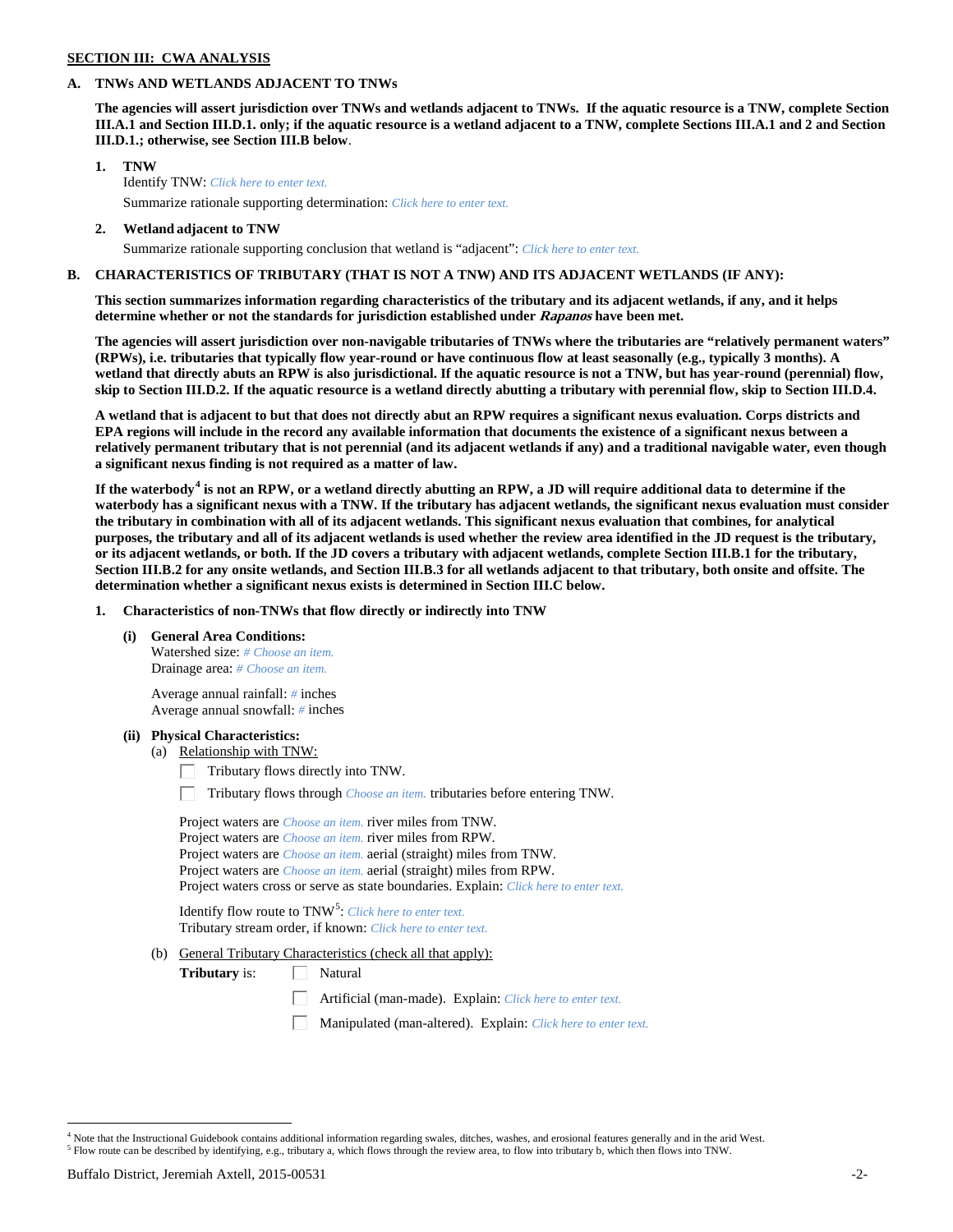**SECTION III: CWA ANALYSIS**

**A. TNWs AND WETLANDS ADJACENT TO TNWs**

**The agencies will assert jurisdiction over TNWs and wetlands adjacent to TNWs. If the aquatic resource is a TNW, complete Section III.A.1 and Section III.D.1. only; if the aquatic resource is a wetland adjacent to a TNW, complete Sections III.A.1 and 2 and Section III.D.1.; otherwise, see Section III.B below**.

**1. TNW**

Identify TNW: *Click here to enter text.*

Summarize rationale supporting determination: *Click here to enter text.*

**2. Wetland adjacent to TNW**

Summarize rationale supporting conclusion that wetland is "adjacent": *Click here to enter text.*

**B. CHARACTERISTICS OF TRIBUTARY (THAT IS NOT A TNW) AND ITS ADJACENT WETLANDS (IF ANY):**

**This section summarizes information regarding characteristics of the tributary and its adjacent wetlands, if any, and it helps determine whether or not the standards for jurisdiction established under *Rapanos* have been met.**

**The agencies will assert jurisdiction over non-navigable tributaries of TNWs where the tributaries are "relatively permanent waters" (RPWs), i.e. tributaries that typically flow year-round or have continuous flow at least seasonally (e.g., typically 3 months). A wetland that directly abuts an RPW is also jurisdictional. If the aquatic resource is not a TNW, but has year-round (perennial) flow, skip to Section III.D.2. If the aquatic resource is a wetland directly abutting a tributary with perennial flow, skip to Section III.D.4.**

**A wetland that is adjacent to but that does not directly abut an RPW requires a significant nexus evaluation. Corps districts and EPA regions will include in the record any available information that documents the existence of a significant nexus between a relatively permanent tributary that is not perennial (and its adjacent wetlands if any) and a traditional navigable water, even though a significant nexus finding is not required as a matter of law.**

**If the waterbody[4] is not an RPW, or a wetland directly abutting an RPW, a JD will require additional data to determine if the waterbody has a significant nexus with a TNW. If the tributary has adjacent wetlands, the significant nexus evaluation must consider the tributary in combination with all of its adjacent wetlands. This significant nexus evaluation that combines, for analytical purposes, the tributary and all of its adjacent wetlands is used whether the review area identified in the JD request is the tributary, or its adjacent wetlands, or both. If the JD covers a tributary with adjacent wetlands, complete Section III.B.1 for the tributary, Section III.B.2 for any onsite wetlands, and Section III.B.3 for all wetlands adjacent to that tributary, both onsite and offsite. The determination whether a significant nexus exists is determined in Section III.C below.**

**1. Characteristics of non-TNWs that flow directly or indirectly into TNW**

**(i) General Area Conditions:**

Watershed size: *# Choose an item.*
Drainage area: *# Choose an item.*

Average annual rainfall: *#* inches
Average annual snowfall: *#* inches

**(ii) Physical Characteristics:**

(a) Relationship with TNW:

☐ Tributary flows directly into TNW.

☐ Tributary flows through *Choose an item.* tributaries before entering TNW.

Project waters are *Choose an item.* river miles from TNW.
Project waters are *Choose an item.* river miles from RPW.
Project waters are *Choose an item.* aerial (straight) miles from TNW.
Project waters are *Choose an item.* aerial (straight) miles from RPW.
Project waters cross or serve as state boundaries. Explain: *Click here to enter text.*

Identify flow route to TNW[5]: *Click here to enter text.*
Tributary stream order, if known: *Click here to enter text.*

(b) General Tributary Characteristics (check all that apply):

**Tributary** is: ☐ Natural

☐ Artificial (man-made). Explain: *Click here to enter text.*

☐ Manipulated (man-altered). Explain: *Click here to enter text.*

---

[4] Note that the Instructional Guidebook contains additional information regarding swales, ditches, washes, and erosional features generally and in the arid West.
[5] Flow route can be described by identifying, e.g., tributary a, which flows through the review area, to flow into tributary b, which then flows into TNW.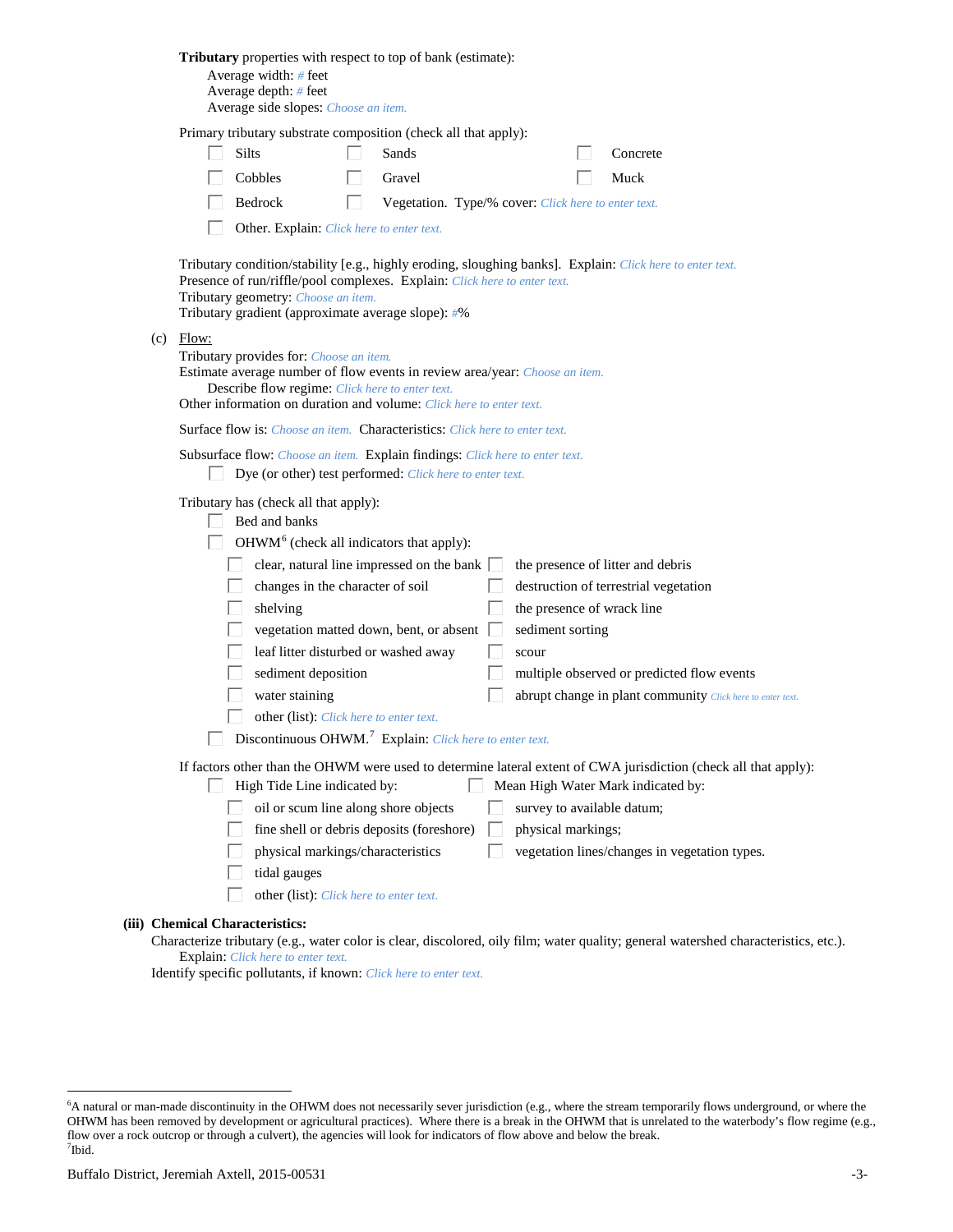**Tributary** properties with respect to top of bank (estimate):

Average width: # feet
Average depth: # feet
Average side slopes: Choose an item.

Primary tributary substrate composition (check all that apply):

- ☐ Silts
- ☐ Sands
- ☐ Concrete
- ☐ Cobbles
- ☐ Gravel
- ☐ Muck
- ☐ Bedrock
- ☐ Vegetation. Type/% cover: Click here to enter text.
- ☐ Other. Explain: Click here to enter text.

Tributary condition/stability [e.g., highly eroding, sloughing banks]. Explain: Click here to enter text.
Presence of run/riffle/pool complexes. Explain: Click here to enter text.
Tributary geometry: Choose an item.
Tributary gradient (approximate average slope): #%

(c) Flow:

Tributary provides for: Choose an item.
Estimate average number of flow events in review area/year: Choose an item.
Describe flow regime: Click here to enter text.
Other information on duration and volume: Click here to enter text.

Surface flow is: Choose an item. Characteristics: Click here to enter text.

Subsurface flow: Choose an item. Explain findings: Click here to enter text.

- ☐ Dye (or other) test performed: Click here to enter text.

Tributary has (check all that apply):

- ☐ Bed and banks
- ☐ OHWM[6] (check all indicators that apply):
  - ☐ clear, natural line impressed on the bank
  - ☐ changes in the character of soil
  - ☐ shelving
  - ☐ vegetation matted down, bent, or absent
  - ☐ leaf litter disturbed or washed away
  - ☐ sediment deposition
  - ☐ water staining
  - ☐ other (list): Click here to enter text.
  - ☐ the presence of litter and debris
  - ☐ destruction of terrestrial vegetation
  - ☐ the presence of wrack line
  - ☐ sediment sorting
  - ☐ scour
  - ☐ multiple observed or predicted flow events
  - ☐ abrupt change in plant community Click here to enter text.
- ☐ Discontinuous OHWM.[7] Explain: Click here to enter text.

If factors other than the OHWM were used to determine lateral extent of CWA jurisdiction (check all that apply):

- ☐ High Tide Line indicated by:
  - ☐ oil or scum line along shore objects
  - ☐ fine shell or debris deposits (foreshore)
  - ☐ physical markings/characteristics
  - ☐ tidal gauges
  - ☐ other (list): Click here to enter text.
- ☐ Mean High Water Mark indicated by:
  - ☐ survey to available datum;
  - ☐ physical markings;
  - ☐ vegetation lines/changes in vegetation types.

**(iii) Chemical Characteristics:**

Characterize tributary (e.g., water color is clear, discolored, oily film; water quality; general watershed characteristics, etc.).
Explain: Click here to enter text.
Identify specific pollutants, if known: Click here to enter text.

---

[6]A natural or man-made discontinuity in the OHWM does not necessarily sever jurisdiction (e.g., where the stream temporarily flows underground, or where the OHWM has been removed by development or agricultural practices). Where there is a break in the OHWM that is unrelated to the waterbody's flow regime (e.g., flow over a rock outcrop or through a culvert), the agencies will look for indicators of flow above and below the break.
[7]Ibid.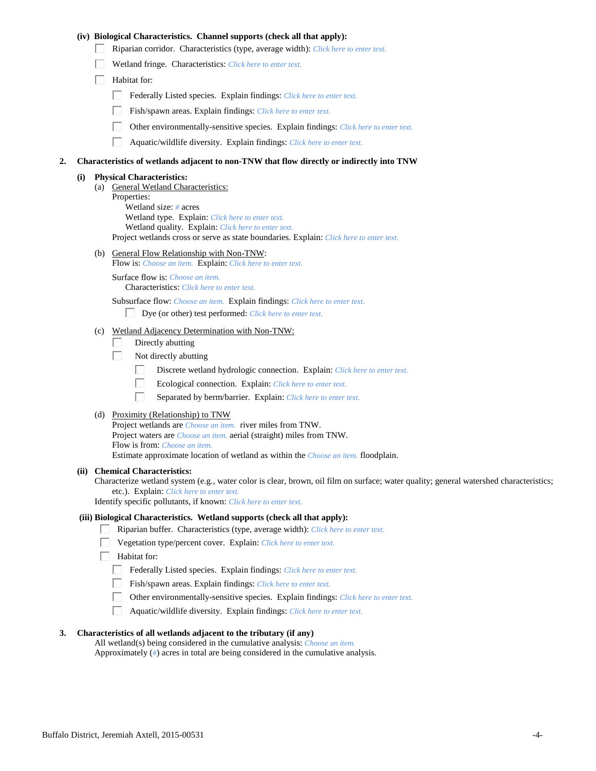**(iv) Biological Characteristics. Channel supports (check all that apply):**

- ☐ Riparian corridor. Characteristics (type, average width): *Click here to enter text.*
- ☐ Wetland fringe. Characteristics: *Click here to enter text.*
- ☐ Habitat for:
  - ☐ Federally Listed species. Explain findings: *Click here to enter text.*
  - ☐ Fish/spawn areas. Explain findings: *Click here to enter text.*
  - ☐ Other environmentally-sensitive species. Explain findings: *Click here to enter text.*
  - ☐ Aquatic/wildlife diversity. Explain findings: *Click here to enter text.*

**2. Characteristics of wetlands adjacent to non-TNW that flow directly or indirectly into TNW**

**(i) Physical Characteristics:**

(a) General Wetland Characteristics:
Properties:
Wetland size: *#* acres
Wetland type. Explain: *Click here to enter text.*
Wetland quality. Explain: *Click here to enter text.*
Project wetlands cross or serve as state boundaries. Explain: *Click here to enter text.*

(b) General Flow Relationship with Non-TNW:
Flow is: *Choose an item.* Explain: *Click here to enter text.*

Surface flow is: *Choose an item.*
Characteristics: *Click here to enter text.*

Subsurface flow: *Choose an item.* Explain findings: *Click here to enter text.*
☐ Dye (or other) test performed: *Click here to enter text.*

(c) Wetland Adjacency Determination with Non-TNW:
- ☐ Directly abutting
- ☐ Not directly abutting
  - ☐ Discrete wetland hydrologic connection. Explain: *Click here to enter text.*
  - ☐ Ecological connection. Explain: *Click here to enter text.*
  - ☐ Separated by berm/barrier. Explain: *Click here to enter text.*

(d) Proximity (Relationship) to TNW
Project wetlands are *Choose an item.* river miles from TNW.
Project waters are *Choose an item.* aerial (straight) miles from TNW.
Flow is from: *Choose an item.*
Estimate approximate location of wetland as within the *Choose an item.* floodplain.

**(ii) Chemical Characteristics:**
Characterize wetland system (e.g., water color is clear, brown, oil film on surface; water quality; general watershed characteristics; etc.). Explain: *Click here to enter text.*
Identify specific pollutants, if known: *Click here to enter text.*

**(iii) Biological Characteristics. Wetland supports (check all that apply):**

- ☐ Riparian buffer. Characteristics (type, average width): *Click here to enter text.*
- ☐ Vegetation type/percent cover. Explain: *Click here to enter text.*
- ☐ Habitat for:
  - ☐ Federally Listed species. Explain findings: *Click here to enter text.*
  - ☐ Fish/spawn areas. Explain findings: *Click here to enter text.*
  - ☐ Other environmentally-sensitive species. Explain findings: *Click here to enter text.*
  - ☐ Aquatic/wildlife diversity. Explain findings: *Click here to enter text.*

**3. Characteristics of all wetlands adjacent to the tributary (if any)**

All wetland(s) being considered in the cumulative analysis: *Choose an item.*
Approximately (*#*) acres in total are being considered in the cumulative analysis.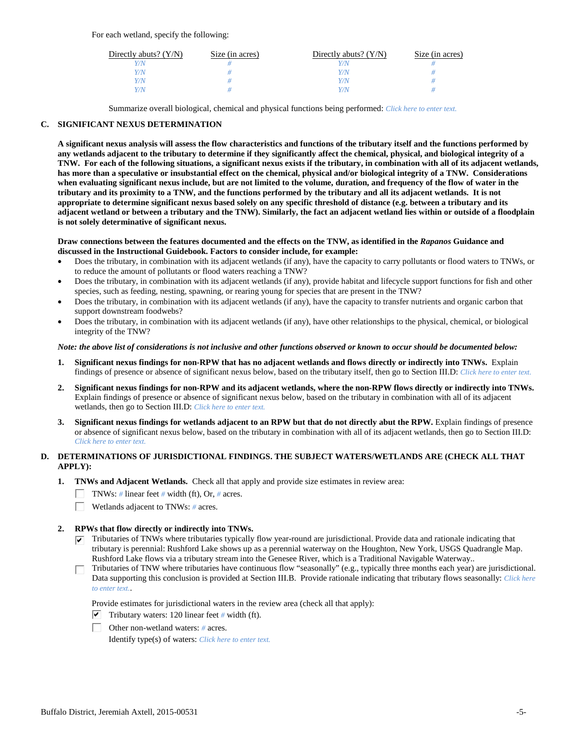For each wetland, specify the following:

| Directly abuts? (Y/N) | Size (in acres) | Directly abuts? (Y/N) | Size (in acres) |
|---|---|---|---|
| Y/N | # | Y/N | # |
| Y/N | # | Y/N | # |
| Y/N | # | Y/N | # |
| Y/N | # | Y/N | # |

Summarize overall biological, chemical and physical functions being performed: Click here to enter text.

### C. SIGNIFICANT NEXUS DETERMINATION

**A significant nexus analysis will assess the flow characteristics and functions of the tributary itself and the functions performed by any wetlands adjacent to the tributary to determine if they significantly affect the chemical, physical, and biological integrity of a TNW. For each of the following situations, a significant nexus exists if the tributary, in combination with all of its adjacent wetlands, has more than a speculative or insubstantial effect on the chemical, physical and/or biological integrity of a TNW. Considerations when evaluating significant nexus include, but are not limited to the volume, duration, and frequency of the flow of water in the tributary and its proximity to a TNW, and the functions performed by the tributary and all its adjacent wetlands. It is not appropriate to determine significant nexus based solely on any specific threshold of distance (e.g. between a tributary and its adjacent wetland or between a tributary and the TNW). Similarly, the fact an adjacent wetland lies within or outside of a floodplain is not solely determinative of significant nexus.**

**Draw connections between the features documented and the effects on the TNW, as identified in the *Rapanos* Guidance and discussed in the Instructional Guidebook. Factors to consider include, for example:**

- Does the tributary, in combination with its adjacent wetlands (if any), have the capacity to carry pollutants or flood waters to TNWs, or to reduce the amount of pollutants or flood waters reaching a TNW?
- Does the tributary, in combination with its adjacent wetlands (if any), provide habitat and lifecycle support functions for fish and other species, such as feeding, nesting, spawning, or rearing young for species that are present in the TNW?
- Does the tributary, in combination with its adjacent wetlands (if any), have the capacity to transfer nutrients and organic carbon that support downstream foodwebs?
- Does the tributary, in combination with its adjacent wetlands (if any), have other relationships to the physical, chemical, or biological integrity of the TNW?

***Note: the above list of considerations is not inclusive and other functions observed or known to occur should be documented below:***

1. **Significant nexus findings for non-RPW that has no adjacent wetlands and flows directly or indirectly into TNWs.** Explain findings of presence or absence of significant nexus below, based on the tributary itself, then go to Section III.D: Click here to enter text.

2. **Significant nexus findings for non-RPW and its adjacent wetlands, where the non-RPW flows directly or indirectly into TNWs.** Explain findings of presence or absence of significant nexus below, based on the tributary in combination with all of its adjacent wetlands, then go to Section III.D: Click here to enter text.

3. **Significant nexus findings for wetlands adjacent to an RPW but that do not directly abut the RPW.** Explain findings of presence or absence of significant nexus below, based on the tributary in combination with all of its adjacent wetlands, then go to Section III.D: Click here to enter text.

### D. DETERMINATIONS OF JURISDICTIONAL FINDINGS. THE SUBJECT WATERS/WETLANDS ARE (CHECK ALL THAT APPLY):

1. **TNWs and Adjacent Wetlands.** Check all that apply and provide size estimates in review area:

   - ☐ TNWs: # linear feet # width (ft), Or, # acres.
   - ☐ Wetlands adjacent to TNWs: # acres.

2. **RPWs that flow directly or indirectly into TNWs.**

   - ☑ Tributaries of TNWs where tributaries typically flow year-round are jurisdictional. Provide data and rationale indicating that tributary is perennial: Rushford Lake shows up as a perennial waterway on the Houghton, New York, USGS Quadrangle Map. Rushford Lake flows via a tributary stream into the Genesee River, which is a Traditional Navigable Waterway..
   - ☐ Tributaries of TNW where tributaries have continuous flow "seasonally" (e.g., typically three months each year) are jurisdictional. Data supporting this conclusion is provided at Section III.B. Provide rationale indicating that tributary flows seasonally: Click here to enter text..

   Provide estimates for jurisdictional waters in the review area (check all that apply):

   - ☑ Tributary waters: 120 linear feet # width (ft).
   - ☐ Other non-wetland waters: # acres.

   Identify type(s) of waters: Click here to enter text.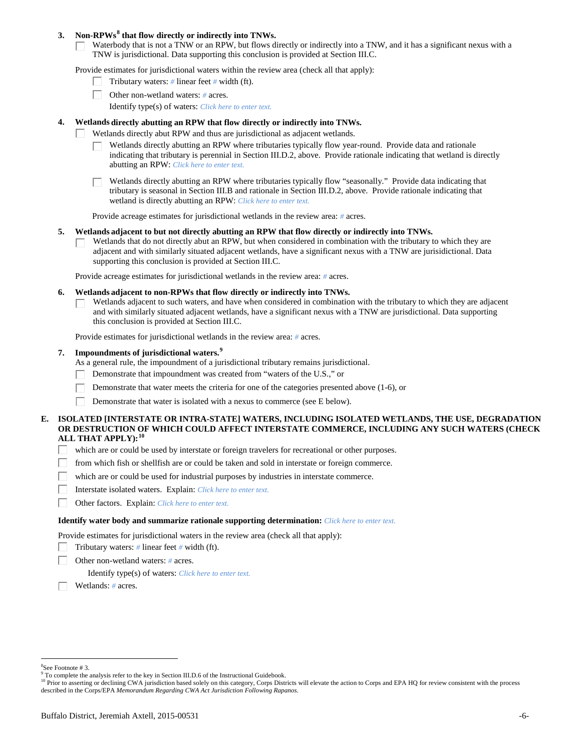3. **Non-RPWs[8] that flow directly or indirectly into TNWs.**

   ☐ Waterbody that is not a TNW or an RPW, but flows directly or indirectly into a TNW, and it has a significant nexus with a TNW is jurisdictional. Data supporting this conclusion is provided at Section III.C.

   Provide estimates for jurisdictional waters within the review area (check all that apply):

   ☐ Tributary waters: # linear feet # width (ft).

   ☐ Other non-wetland waters: # acres.

   Identify type(s) of waters: *Click here to enter text.*

4. **Wetlands directly abutting an RPW that flow directly or indirectly into TNWs.**

   ☐ Wetlands directly abut RPW and thus are jurisdictional as adjacent wetlands.

   ☐ Wetlands directly abutting an RPW where tributaries typically flow year-round. Provide data and rationale indicating that tributary is perennial in Section III.D.2, above. Provide rationale indicating that wetland is directly abutting an RPW: *Click here to enter text.*

   ☐ Wetlands directly abutting an RPW where tributaries typically flow "seasonally." Provide data indicating that tributary is seasonal in Section III.B and rationale in Section III.D.2, above. Provide rationale indicating that wetland is directly abutting an RPW: *Click here to enter text.*

   Provide acreage estimates for jurisdictional wetlands in the review area: # acres.

5. **Wetlands adjacent to but not directly abutting an RPW that flow directly or indirectly into TNWs.**

   ☐ Wetlands that do not directly abut an RPW, but when considered in combination with the tributary to which they are adjacent and with similarly situated adjacent wetlands, have a significant nexus with a TNW are jurisidictional. Data supporting this conclusion is provided at Section III.C.

   Provide acreage estimates for jurisdictional wetlands in the review area: # acres.

6. **Wetlands adjacent to non-RPWs that flow directly or indirectly into TNWs.**

   ☐ Wetlands adjacent to such waters, and have when considered in combination with the tributary to which they are adjacent and with similarly situated adjacent wetlands, have a significant nexus with a TNW are jurisdictional. Data supporting this conclusion is provided at Section III.C.

   Provide estimates for jurisdictional wetlands in the review area: # acres.

7. **Impoundments of jurisdictional waters.[9]**

   As a general rule, the impoundment of a jurisdictional tributary remains jurisdictional.

   ☐ Demonstrate that impoundment was created from "waters of the U.S.," or

   ☐ Demonstrate that water meets the criteria for one of the categories presented above (1-6), or

   ☐ Demonstrate that water is isolated with a nexus to commerce (see E below).

**E. ISOLATED [INTERSTATE OR INTRA-STATE] WATERS, INCLUDING ISOLATED WETLANDS, THE USE, DEGRADATION OR DESTRUCTION OF WHICH COULD AFFECT INTERSTATE COMMERCE, INCLUDING ANY SUCH WATERS (CHECK ALL THAT APPLY):[10]**

☐ which are or could be used by interstate or foreign travelers for recreational or other purposes.

☐ from which fish or shellfish are or could be taken and sold in interstate or foreign commerce.

☐ which are or could be used for industrial purposes by industries in interstate commerce.

☐ Interstate isolated waters. Explain: *Click here to enter text.*

☐ Other factors. Explain: *Click here to enter text.*

**Identify water body and summarize rationale supporting determination:** *Click here to enter text.*

Provide estimates for jurisdictional waters in the review area (check all that apply):

☐ Tributary waters: # linear feet # width (ft).

☐ Other non-wetland waters: # acres.

Identify type(s) of waters: *Click here to enter text.*

☐ Wetlands: # acres.

---

[8]See Footnote # 3.

[9] To complete the analysis refer to the key in Section III.D.6 of the Instructional Guidebook.

[10] Prior to asserting or declining CWA jurisdiction based solely on this category, Corps Districts will elevate the action to Corps and EPA HQ for review consistent with the process described in the Corps/EPA *Memorandum Regarding CWA Act Jurisdiction Following Rapanos.*

Buffalo District, Jeremiah Axtell, 2015-00531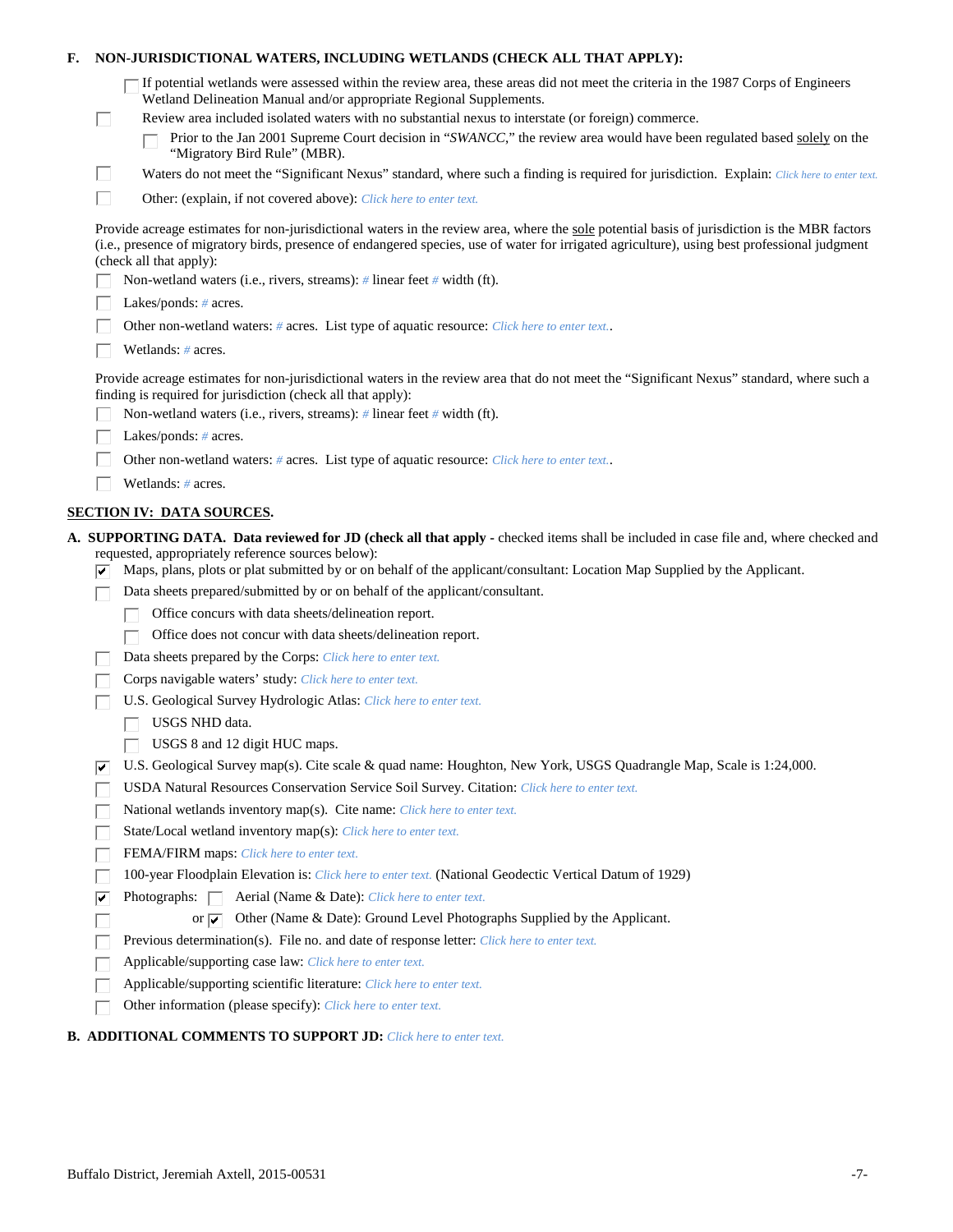**F. NON-JURISDICTIONAL WATERS, INCLUDING WETLANDS (CHECK ALL THAT APPLY):**

☐ If potential wetlands were assessed within the review area, these areas did not meet the criteria in the 1987 Corps of Engineers Wetland Delineation Manual and/or appropriate Regional Supplements.

☐ Review area included isolated waters with no substantial nexus to interstate (or foreign) commerce.

☐ Prior to the Jan 2001 Supreme Court decision in "*SWANCC*," the review area would have been regulated based solely on the "Migratory Bird Rule" (MBR).

☐ Waters do not meet the "Significant Nexus" standard, where such a finding is required for jurisdiction. Explain: *Click here to enter text.*

☐ Other: (explain, if not covered above): *Click here to enter text.*

Provide acreage estimates for non-jurisdictional waters in the review area, where the sole potential basis of jurisdiction is the MBR factors (i.e., presence of migratory birds, presence of endangered species, use of water for irrigated agriculture), using best professional judgment (check all that apply):

☐ Non-wetland waters (i.e., rivers, streams): *#* linear feet *#* width (ft).

☐ Lakes/ponds: *#* acres.

☐ Other non-wetland waters: *#* acres. List type of aquatic resource: *Click here to enter text.*.

☐ Wetlands: *#* acres.

Provide acreage estimates for non-jurisdictional waters in the review area that do not meet the "Significant Nexus" standard, where such a finding is required for jurisdiction (check all that apply):

☐ Non-wetland waters (i.e., rivers, streams): *#* linear feet *#* width (ft).

☐ Lakes/ponds: *#* acres.

☐ Other non-wetland waters: *#* acres. List type of aquatic resource: *Click here to enter text.*.

☐ Wetlands: *#* acres.

## SECTION IV: DATA SOURCES.

**A. SUPPORTING DATA. Data reviewed for JD (check all that apply** - checked items shall be included in case file and, where checked and requested, appropriately reference sources below):

☑ Maps, plans, plots or plat submitted by or on behalf of the applicant/consultant: Location Map Supplied by the Applicant.

☐ Data sheets prepared/submitted by or on behalf of the applicant/consultant.

☐ Office concurs with data sheets/delineation report.

☐ Office does not concur with data sheets/delineation report.

☐ Data sheets prepared by the Corps: *Click here to enter text.*

☐ Corps navigable waters' study: *Click here to enter text.*

☐ U.S. Geological Survey Hydrologic Atlas: *Click here to enter text.*

☐ USGS NHD data.

☐ USGS 8 and 12 digit HUC maps.

☑ U.S. Geological Survey map(s). Cite scale & quad name: Houghton, New York, USGS Quadrangle Map, Scale is 1:24,000.

☐ USDA Natural Resources Conservation Service Soil Survey. Citation: *Click here to enter text.*

☐ National wetlands inventory map(s). Cite name: *Click here to enter text.*

☐ State/Local wetland inventory map(s): *Click here to enter text.*

☐ FEMA/FIRM maps: *Click here to enter text.*

☐ 100-year Floodplain Elevation is: *Click here to enter text.* (National Geodectic Vertical Datum of 1929)

☑ Photographs: ☐ Aerial (Name & Date): *Click here to enter text.*

☐ or ☑ Other (Name & Date): Ground Level Photographs Supplied by the Applicant.

☐ Previous determination(s). File no. and date of response letter: *Click here to enter text.*

☐ Applicable/supporting case law: *Click here to enter text.*

☐ Applicable/supporting scientific literature: *Click here to enter text.*

☐ Other information (please specify): *Click here to enter text.*

**B. ADDITIONAL COMMENTS TO SUPPORT JD:** *Click here to enter text.*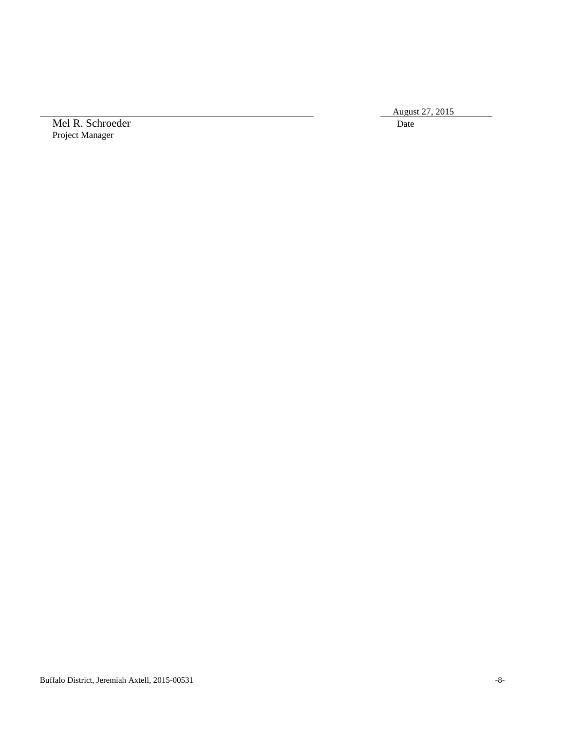Mel R. Schroeder  
Project Manager

August 27, 2015  
Date